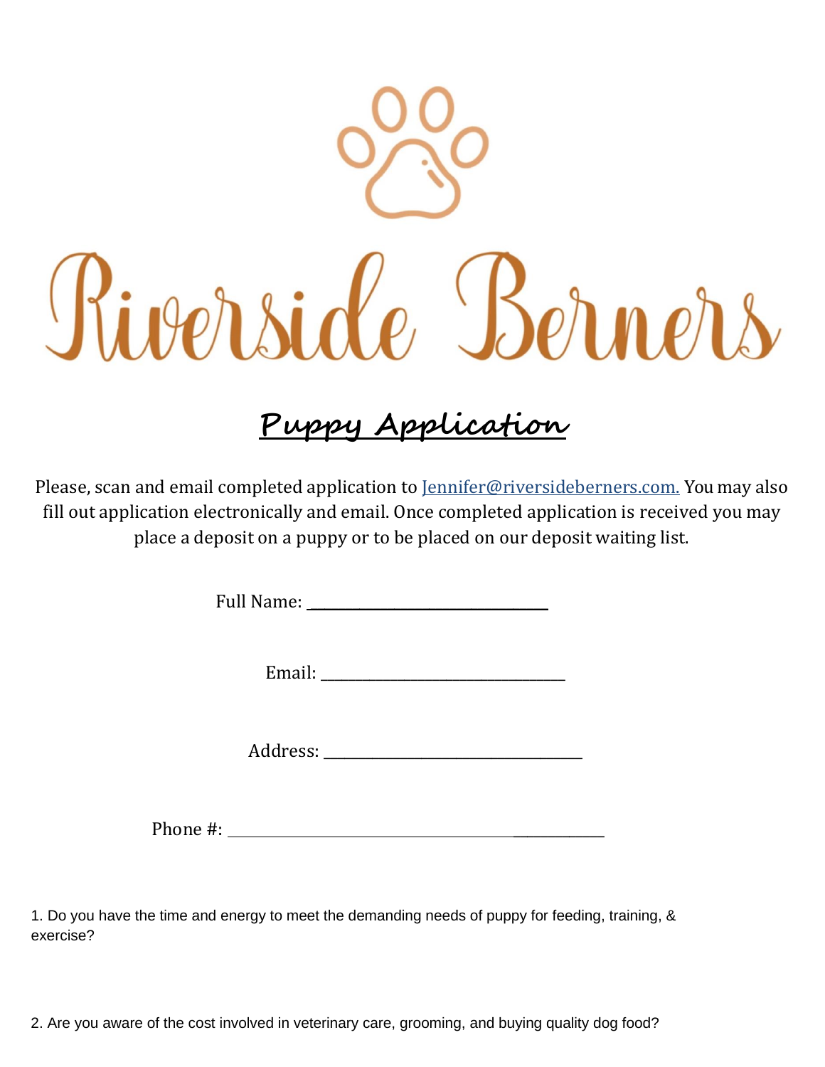# Riverside Berners

## Puppy Application

Please, scan and email completed application to Jennifer@riversideberners.com. You may also fill out application electronically and email. Once completed application is received you may place a deposit on a puppy or to be placed on our deposit waiting list.

Full Name: ______________________________

Email: ______________________________

Address: ______________________________

Phone #: ______________________________

1. Do you have the time and energy to meet the demanding needs of puppy for feeding, training, & exercise?

2. Are you aware of the cost involved in veterinary care, grooming, and buying quality dog food?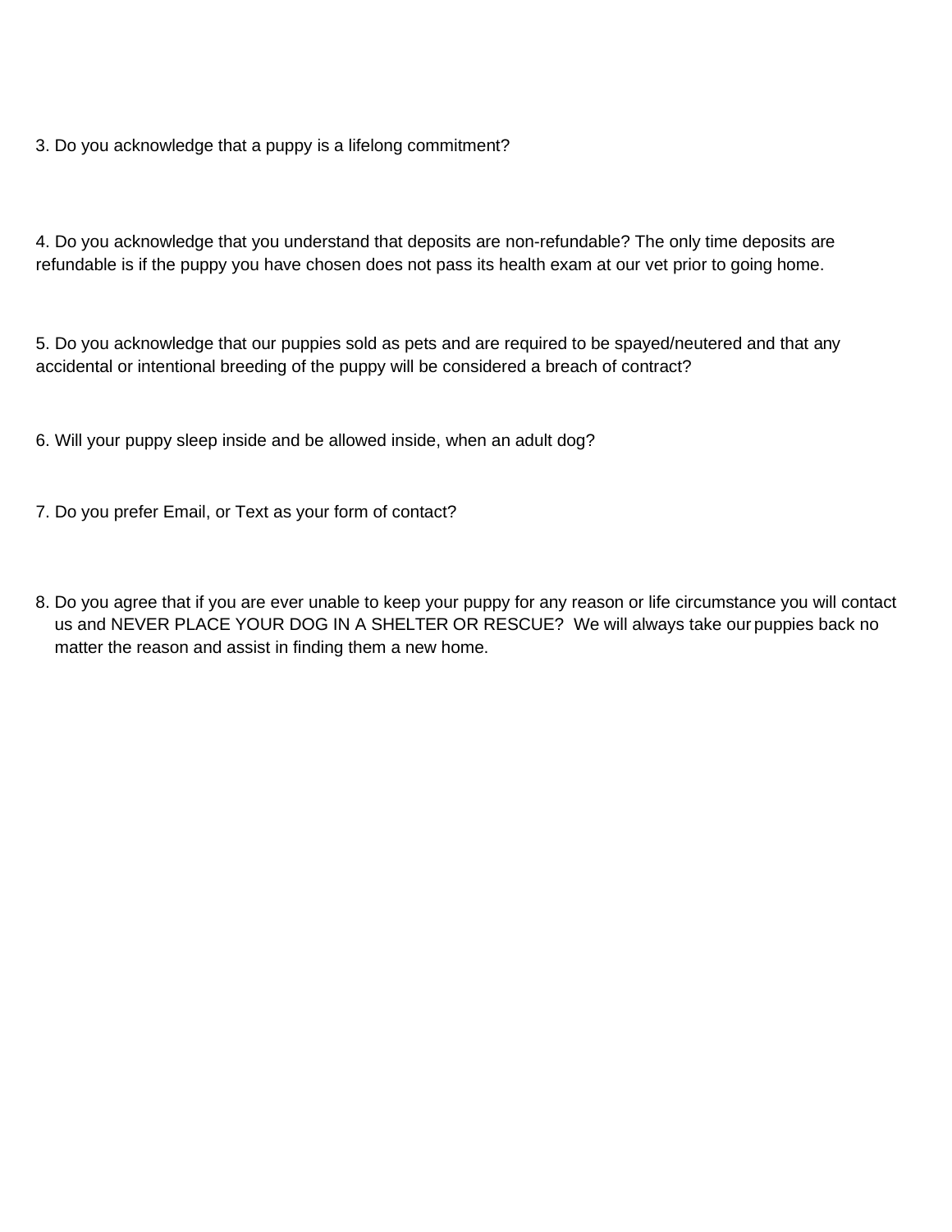3. Do you acknowledge that a puppy is a lifelong commitment?

4. Do you acknowledge that you understand that deposits are non-refundable? The only time deposits are refundable is if the puppy you have chosen does not pass its health exam at our vet prior to going home.

5. Do you acknowledge that our puppies sold as pets and are required to be spayed/neutered and that any accidental or intentional breeding of the puppy will be considered a breach of contract?

6. Will your puppy sleep inside and be allowed inside, when an adult dog?

7. Do you prefer Email, or Text as your form of contact?

8. Do you agree that if you are ever unable to keep your puppy for any reason or life circumstance you will contact us and NEVER PLACE YOUR DOG IN A SHELTER OR RESCUE? We will always take our puppies back no matter the reason and assist in finding them a new home.